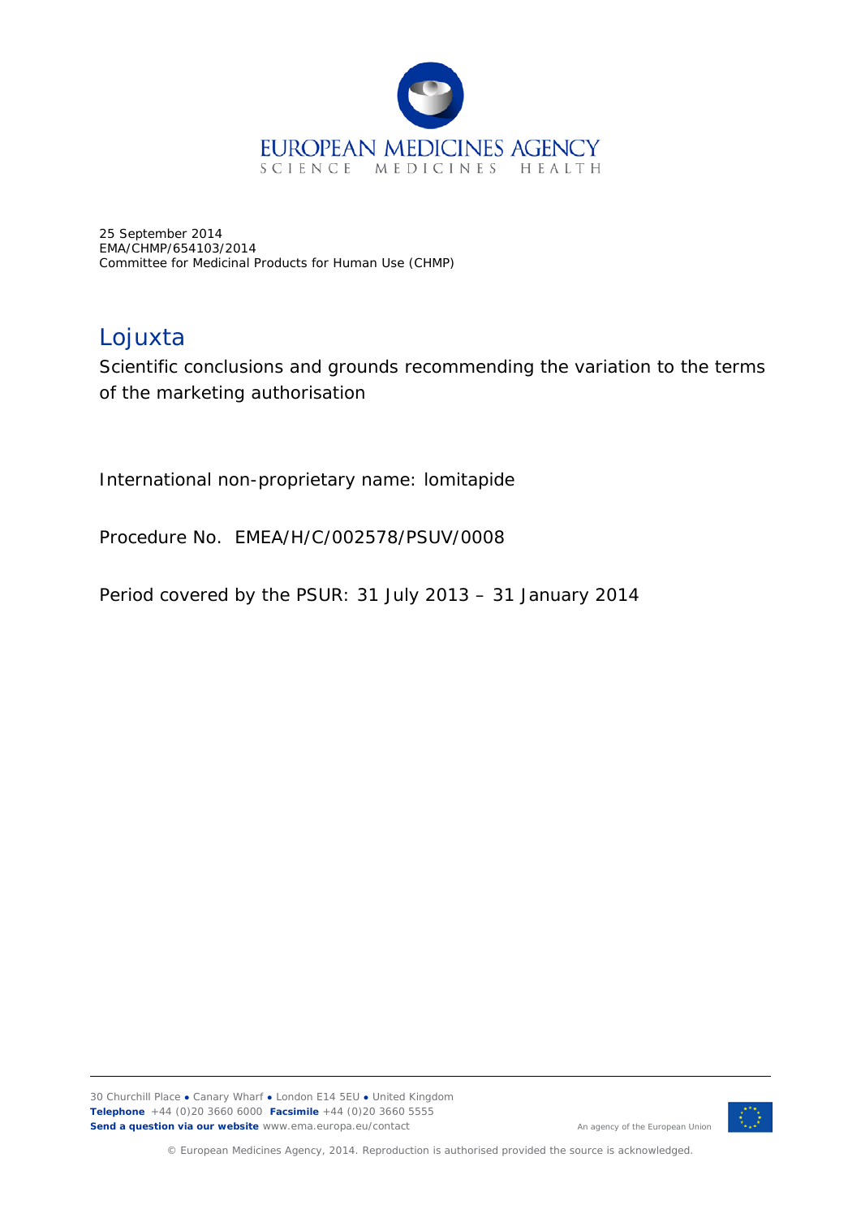25 September 2014
EMA/CHMP/654103/2014
Committee for Medicinal Products for Human Use (CHMP)

# Lojuxta

Scientific conclusions and grounds recommending the variation to the terms of the marketing authorisation

International non-proprietary name: lomitapide

Procedure No. EMEA/H/C/002578/PSUV/0008

Period covered by the PSUR: 31 July 2013 – 31 January 2014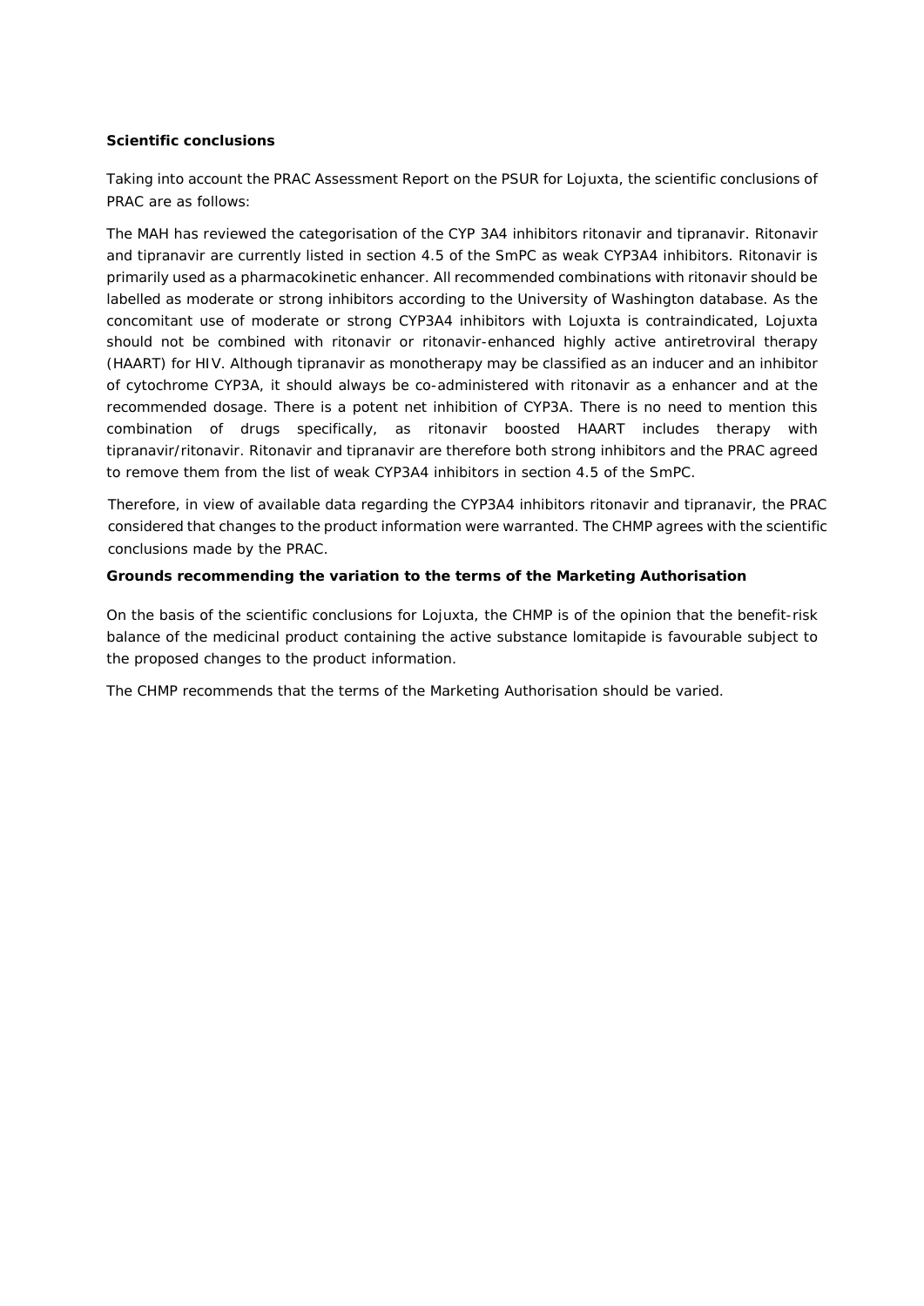**Scientific conclusions**

Taking into account the PRAC Assessment Report on the PSUR for Lojuxta, the scientific conclusions of PRAC are as follows:

The MAH has reviewed the categorisation of the CYP 3A4 inhibitors ritonavir and tipranavir. Ritonavir and tipranavir are currently listed in section 4.5 of the SmPC as weak CYP3A4 inhibitors. Ritonavir is primarily used as a pharmacokinetic enhancer. All recommended combinations with ritonavir should be labelled as moderate or strong inhibitors according to the University of Washington database. As the concomitant use of moderate or strong CYP3A4 inhibitors with Lojuxta is contraindicated, Lojuxta should not be combined with ritonavir or ritonavir-enhanced highly active antiretroviral therapy (HAART) for HIV. Although tipranavir as monotherapy may be classified as an inducer and an inhibitor of cytochrome CYP3A, it should always be co-administered with ritonavir as a enhancer and at the recommended dosage. There is a potent net inhibition of CYP3A. There is no need to mention this combination of drugs specifically, as ritonavir boosted HAART includes therapy with tipranavir/ritonavir. Ritonavir and tipranavir are therefore both strong inhibitors and the PRAC agreed to remove them from the list of weak CYP3A4 inhibitors in section 4.5 of the SmPC.

Therefore, in view of available data regarding the CYP3A4 inhibitors ritonavir and tipranavir, the PRAC considered that changes to the product information were warranted. The CHMP agrees with the scientific conclusions made by the PRAC.

**Grounds recommending the variation to the terms of the Marketing Authorisation**

On the basis of the scientific conclusions for Lojuxta, the CHMP is of the opinion that the benefit-risk balance of the medicinal product containing the active substance lomitapide is favourable subject to the proposed changes to the product information.

The CHMP recommends that the terms of the Marketing Authorisation should be varied.